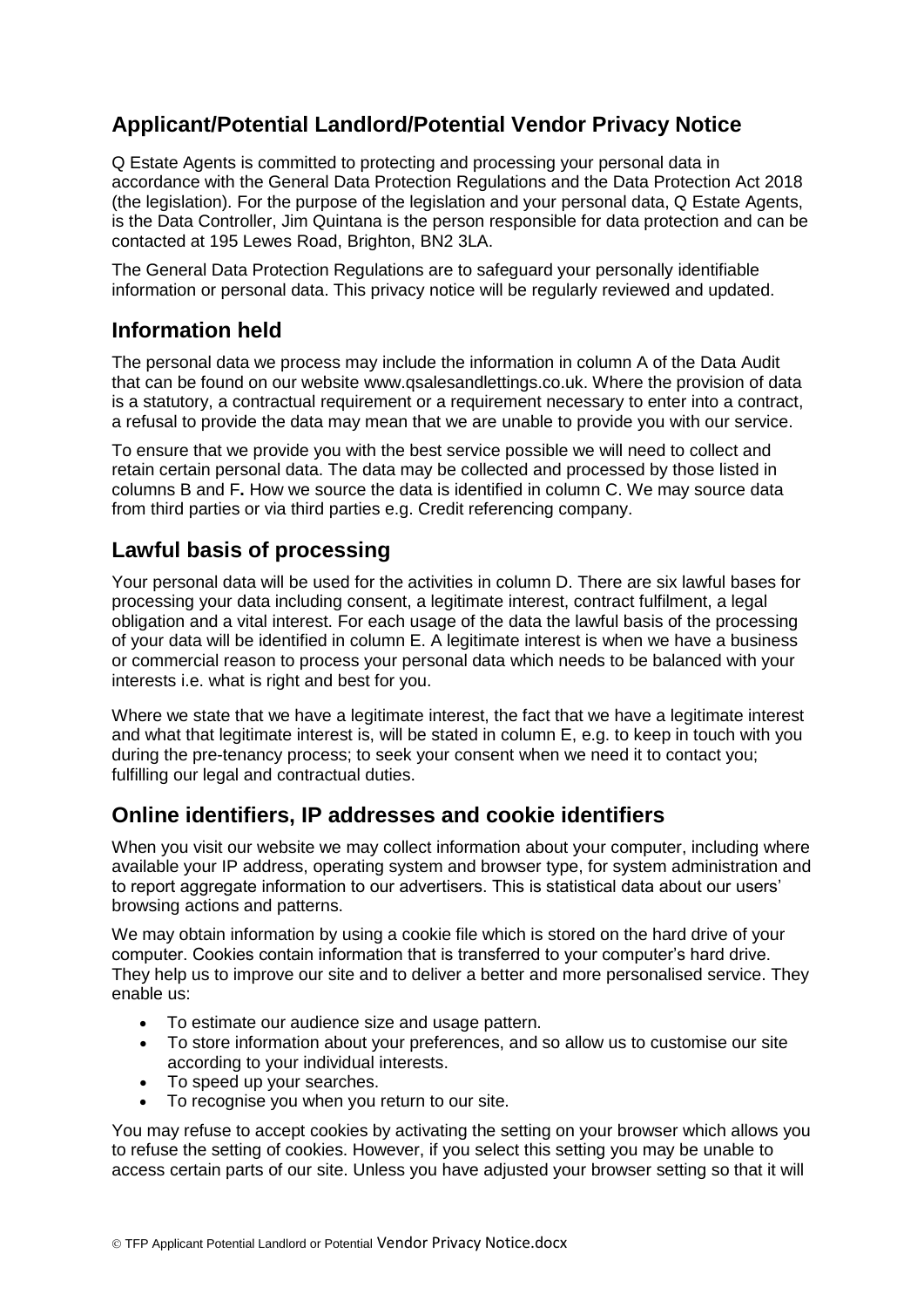## Applicant/Potential Landlord/Potential Vendor Privacy Notice

Q Estate Agents is committed to protecting and processing your personal data in accordance with the General Data Protection Regulations and the Data Protection Act 2018 (the legislation). For the purpose of the legislation and your personal data, Q Estate Agents, is the Data Controller, Jim Quintana is the person responsible for data protection and can be contacted at 195 Lewes Road, Brighton, BN2 3LA.

The General Data Protection Regulations are to safeguard your personally identifiable information or personal data. This privacy notice will be regularly reviewed and updated.

## Information held

The personal data we process may include the information in column A of the Data Audit that can be found on our website www.qsalesandlettings.co.uk. Where the provision of data is a statutory, a contractual requirement or a requirement necessary to enter into a contract, a refusal to provide the data may mean that we are unable to provide you with our service.

To ensure that we provide you with the best service possible we will need to collect and retain certain personal data. The data may be collected and processed by those listed in columns B and F**.** How we source the data is identified in column C. We may source data from third parties or via third parties e.g. Credit referencing company.

## Lawful basis of processing

Your personal data will be used for the activities in column D. There are six lawful bases for processing your data including consent, a legitimate interest, contract fulfilment, a legal obligation and a vital interest. For each usage of the data the lawful basis of the processing of your data will be identified in column E. A legitimate interest is when we have a business or commercial reason to process your personal data which needs to be balanced with your interests i.e. what is right and best for you.

Where we state that we have a legitimate interest, the fact that we have a legitimate interest and what that legitimate interest is, will be stated in column E, e.g. to keep in touch with you during the pre-tenancy process; to seek your consent when we need it to contact you; fulfilling our legal and contractual duties.

## Online identifiers, IP addresses and cookie identifiers

When you visit our website we may collect information about your computer, including where available your IP address, operating system and browser type, for system administration and to report aggregate information to our advertisers. This is statistical data about our users' browsing actions and patterns.

We may obtain information by using a cookie file which is stored on the hard drive of your computer. Cookies contain information that is transferred to your computer's hard drive. They help us to improve our site and to deliver a better and more personalised service. They enable us:

- To estimate our audience size and usage pattern.
- To store information about your preferences, and so allow us to customise our site according to your individual interests.
- To speed up your searches.
- To recognise you when you return to our site.

You may refuse to accept cookies by activating the setting on your browser which allows you to refuse the setting of cookies. However, if you select this setting you may be unable to access certain parts of our site. Unless you have adjusted your browser setting so that it will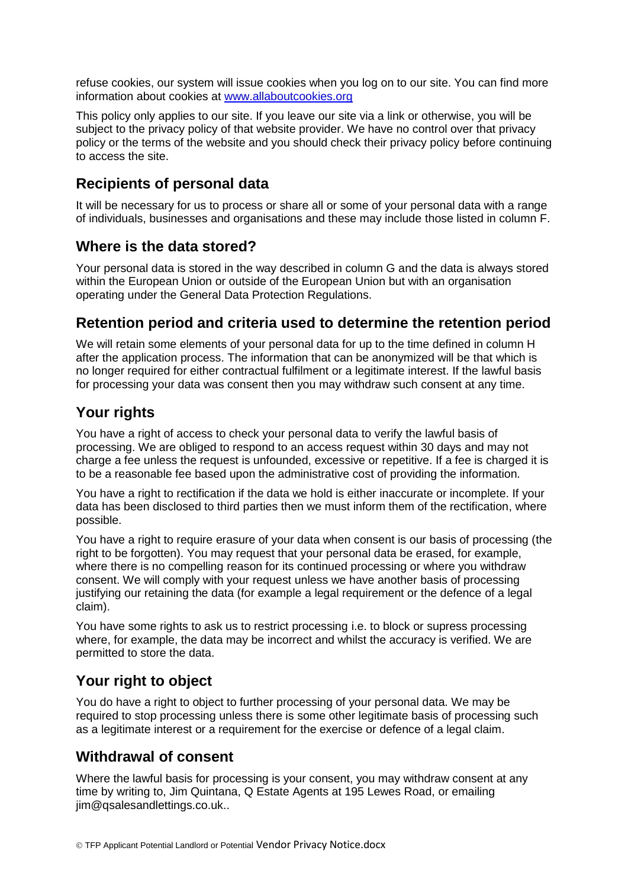refuse cookies, our system will issue cookies when you log on to our site. You can find more information about cookies at [www.allaboutcookies.org](http://www.allaboutcookies.org)

This policy only applies to our site. If you leave our site via a link or otherwise, you will be subject to the privacy policy of that website provider. We have no control over that privacy policy or the terms of the website and you should check their privacy policy before continuing to access the site.

## Recipients of personal data

It will be necessary for us to process or share all or some of your personal data with a range of individuals, businesses and organisations and these may include those listed in column F.

## Where is the data stored?

Your personal data is stored in the way described in column G and the data is always stored within the European Union or outside of the European Union but with an organisation operating under the General Data Protection Regulations.

## Retention period and criteria used to determine the retention period

We will retain some elements of your personal data for up to the time defined in column H after the application process. The information that can be anonymized will be that which is no longer required for either contractual fulfilment or a legitimate interest. If the lawful basis for processing your data was consent then you may withdraw such consent at any time.

## Your rights

You have a right of access to check your personal data to verify the lawful basis of processing. We are obliged to respond to an access request within 30 days and may not charge a fee unless the request is unfounded, excessive or repetitive. If a fee is charged it is to be a reasonable fee based upon the administrative cost of providing the information.

You have a right to rectification if the data we hold is either inaccurate or incomplete. If your data has been disclosed to third parties then we must inform them of the rectification, where possible.

You have a right to require erasure of your data when consent is our basis of processing (the right to be forgotten). You may request that your personal data be erased, for example, where there is no compelling reason for its continued processing or where you withdraw consent. We will comply with your request unless we have another basis of processing justifying our retaining the data (for example a legal requirement or the defence of a legal claim).

You have some rights to ask us to restrict processing i.e. to block or supress processing where, for example, the data may be incorrect and whilst the accuracy is verified. We are permitted to store the data.

## Your right to object

You do have a right to object to further processing of your personal data. We may be required to stop processing unless there is some other legitimate basis of processing such as a legitimate interest or a requirement for the exercise or defence of a legal claim.

## Withdrawal of consent

Where the lawful basis for processing is your consent, you may withdraw consent at any time by writing to, Jim Quintana, Q Estate Agents at 195 Lewes Road, or emailing jim@qsalesandlettings.co.uk..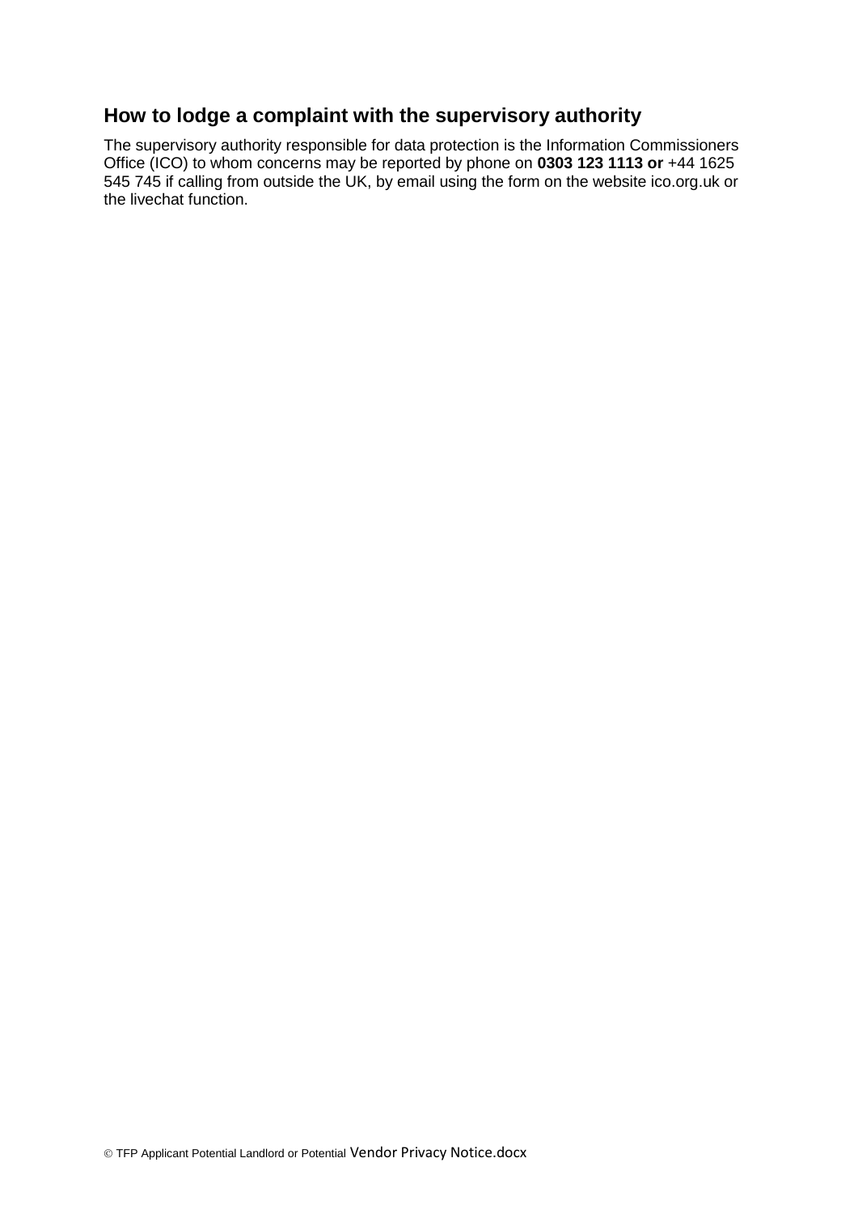## How to lodge a complaint with the supervisory authority

The supervisory authority responsible for data protection is the Information Commissioners Office (ICO) to whom concerns may be reported by phone on **0303 123 1113 or** +44 1625 545 745 if calling from outside the UK, by email using the form on the website ico.org.uk or the livechat function.